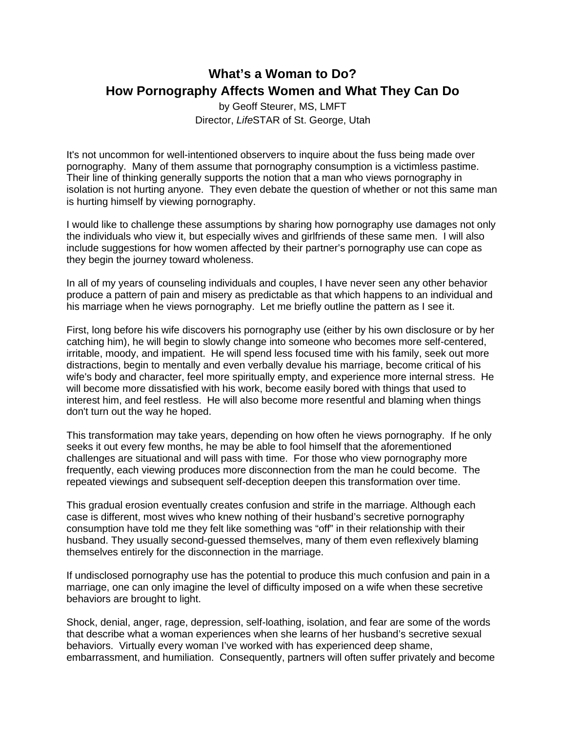# What's a Woman to Do?
# How Pornography Affects Women and What They Can Do

by Geoff Steurer, MS, LMFT
Director, *Life*STAR of St. George, Utah

It's not uncommon for well-intentioned observers to inquire about the fuss being made over pornography. Many of them assume that pornography consumption is a victimless pastime. Their line of thinking generally supports the notion that a man who views pornography in isolation is not hurting anyone. They even debate the question of whether or not this same man is hurting himself by viewing pornography.

I would like to challenge these assumptions by sharing how pornography use damages not only the individuals who view it, but especially wives and girlfriends of these same men. I will also include suggestions for how women affected by their partner's pornography use can cope as they begin the journey toward wholeness.

In all of my years of counseling individuals and couples, I have never seen any other behavior produce a pattern of pain and misery as predictable as that which happens to an individual and his marriage when he views pornography. Let me briefly outline the pattern as I see it.

First, long before his wife discovers his pornography use (either by his own disclosure or by her catching him), he will begin to slowly change into someone who becomes more self-centered, irritable, moody, and impatient. He will spend less focused time with his family, seek out more distractions, begin to mentally and even verbally devalue his marriage, become critical of his wife's body and character, feel more spiritually empty, and experience more internal stress. He will become more dissatisfied with his work, become easily bored with things that used to interest him, and feel restless. He will also become more resentful and blaming when things don't turn out the way he hoped.

This transformation may take years, depending on how often he views pornography. If he only seeks it out every few months, he may be able to fool himself that the aforementioned challenges are situational and will pass with time. For those who view pornography more frequently, each viewing produces more disconnection from the man he could become. The repeated viewings and subsequent self-deception deepen this transformation over time.

This gradual erosion eventually creates confusion and strife in the marriage. Although each case is different, most wives who knew nothing of their husband's secretive pornography consumption have told me they felt like something was "off" in their relationship with their husband. They usually second-guessed themselves, many of them even reflexively blaming themselves entirely for the disconnection in the marriage.

If undisclosed pornography use has the potential to produce this much confusion and pain in a marriage, one can only imagine the level of difficulty imposed on a wife when these secretive behaviors are brought to light.

Shock, denial, anger, rage, depression, self-loathing, isolation, and fear are some of the words that describe what a woman experiences when she learns of her husband's secretive sexual behaviors. Virtually every woman I've worked with has experienced deep shame, embarrassment, and humiliation. Consequently, partners will often suffer privately and become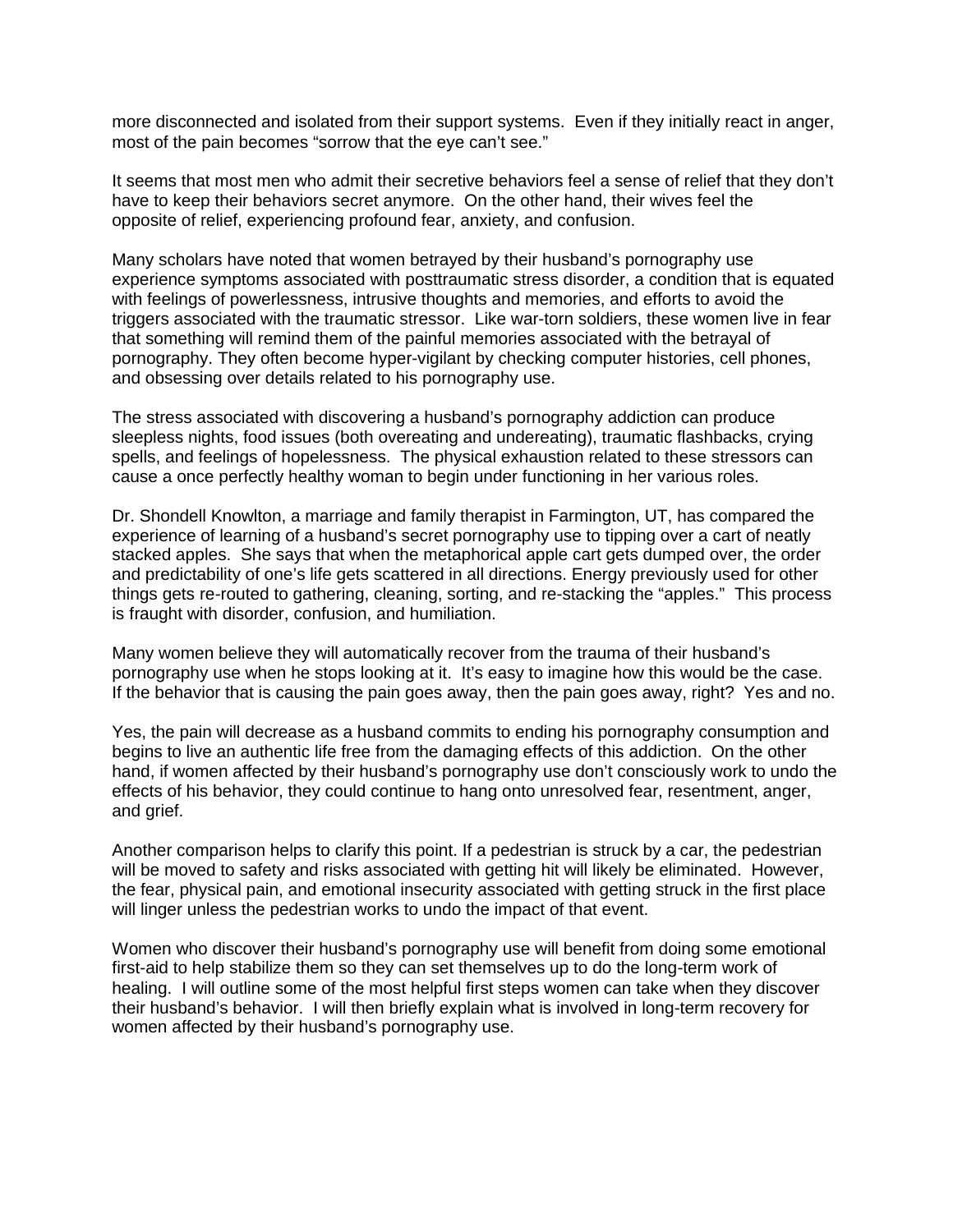more disconnected and isolated from their support systems. Even if they initially react in anger, most of the pain becomes "sorrow that the eye can't see."

It seems that most men who admit their secretive behaviors feel a sense of relief that they don't have to keep their behaviors secret anymore. On the other hand, their wives feel the opposite of relief, experiencing profound fear, anxiety, and confusion.

Many scholars have noted that women betrayed by their husband's pornography use experience symptoms associated with posttraumatic stress disorder, a condition that is equated with feelings of powerlessness, intrusive thoughts and memories, and efforts to avoid the triggers associated with the traumatic stressor. Like war-torn soldiers, these women live in fear that something will remind them of the painful memories associated with the betrayal of pornography. They often become hyper-vigilant by checking computer histories, cell phones, and obsessing over details related to his pornography use.

The stress associated with discovering a husband's pornography addiction can produce sleepless nights, food issues (both overeating and undereating), traumatic flashbacks, crying spells, and feelings of hopelessness. The physical exhaustion related to these stressors can cause a once perfectly healthy woman to begin under functioning in her various roles.

Dr. Shondell Knowlton, a marriage and family therapist in Farmington, UT, has compared the experience of learning of a husband's secret pornography use to tipping over a cart of neatly stacked apples. She says that when the metaphorical apple cart gets dumped over, the order and predictability of one's life gets scattered in all directions. Energy previously used for other things gets re-routed to gathering, cleaning, sorting, and re-stacking the "apples." This process is fraught with disorder, confusion, and humiliation.

Many women believe they will automatically recover from the trauma of their husband's pornography use when he stops looking at it. It's easy to imagine how this would be the case. If the behavior that is causing the pain goes away, then the pain goes away, right? Yes and no.

Yes, the pain will decrease as a husband commits to ending his pornography consumption and begins to live an authentic life free from the damaging effects of this addiction. On the other hand, if women affected by their husband's pornography use don't consciously work to undo the effects of his behavior, they could continue to hang onto unresolved fear, resentment, anger, and grief.

Another comparison helps to clarify this point. If a pedestrian is struck by a car, the pedestrian will be moved to safety and risks associated with getting hit will likely be eliminated. However, the fear, physical pain, and emotional insecurity associated with getting struck in the first place will linger unless the pedestrian works to undo the impact of that event.

Women who discover their husband's pornography use will benefit from doing some emotional first-aid to help stabilize them so they can set themselves up to do the long-term work of healing. I will outline some of the most helpful first steps women can take when they discover their husband's behavior. I will then briefly explain what is involved in long-term recovery for women affected by their husband's pornography use.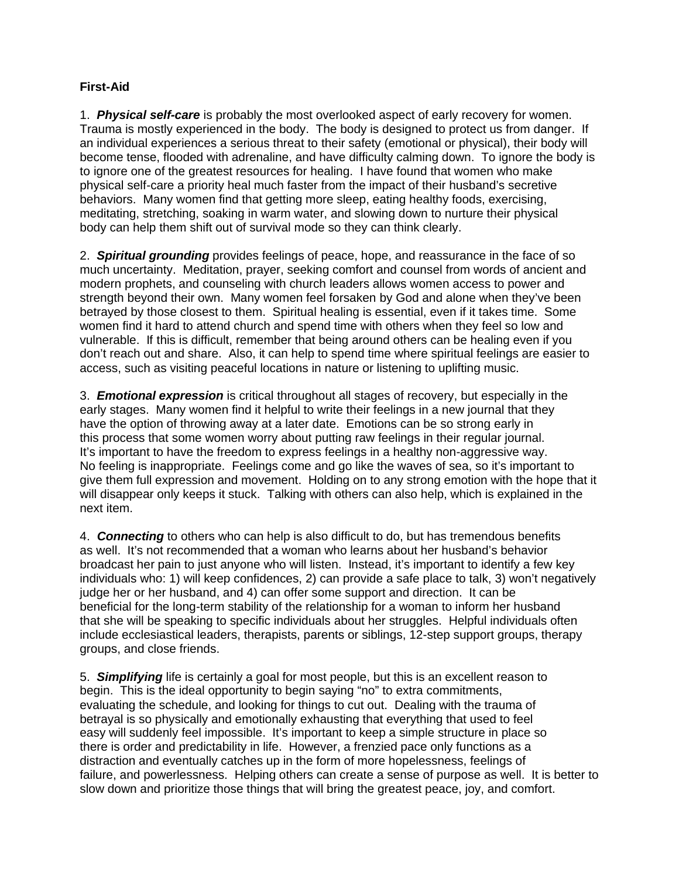**First-Aid**

1. ***Physical self-care*** is probably the most overlooked aspect of early recovery for women. Trauma is mostly experienced in the body. The body is designed to protect us from danger. If an individual experiences a serious threat to their safety (emotional or physical), their body will become tense, flooded with adrenaline, and have difficulty calming down. To ignore the body is to ignore one of the greatest resources for healing. I have found that women who make physical self-care a priority heal much faster from the impact of their husband's secretive behaviors. Many women find that getting more sleep, eating healthy foods, exercising, meditating, stretching, soaking in warm water, and slowing down to nurture their physical body can help them shift out of survival mode so they can think clearly.

2. ***Spiritual grounding*** provides feelings of peace, hope, and reassurance in the face of so much uncertainty. Meditation, prayer, seeking comfort and counsel from words of ancient and modern prophets, and counseling with church leaders allows women access to power and strength beyond their own. Many women feel forsaken by God and alone when they've been betrayed by those closest to them. Spiritual healing is essential, even if it takes time. Some women find it hard to attend church and spend time with others when they feel so low and vulnerable. If this is difficult, remember that being around others can be healing even if you don't reach out and share. Also, it can help to spend time where spiritual feelings are easier to access, such as visiting peaceful locations in nature or listening to uplifting music.

3. ***Emotional expression*** is critical throughout all stages of recovery, but especially in the early stages. Many women find it helpful to write their feelings in a new journal that they have the option of throwing away at a later date. Emotions can be so strong early in this process that some women worry about putting raw feelings in their regular journal. It's important to have the freedom to express feelings in a healthy non-aggressive way. No feeling is inappropriate. Feelings come and go like the waves of sea, so it's important to give them full expression and movement. Holding on to any strong emotion with the hope that it will disappear only keeps it stuck. Talking with others can also help, which is explained in the next item.

4. ***Connecting*** to others who can help is also difficult to do, but has tremendous benefits as well. It's not recommended that a woman who learns about her husband's behavior broadcast her pain to just anyone who will listen. Instead, it's important to identify a few key individuals who: 1) will keep confidences, 2) can provide a safe place to talk, 3) won't negatively judge her or her husband, and 4) can offer some support and direction. It can be beneficial for the long-term stability of the relationship for a woman to inform her husband that she will be speaking to specific individuals about her struggles. Helpful individuals often include ecclesiastical leaders, therapists, parents or siblings, 12-step support groups, therapy groups, and close friends.

5. ***Simplifying*** life is certainly a goal for most people, but this is an excellent reason to begin. This is the ideal opportunity to begin saying "no" to extra commitments, evaluating the schedule, and looking for things to cut out. Dealing with the trauma of betrayal is so physically and emotionally exhausting that everything that used to feel easy will suddenly feel impossible. It's important to keep a simple structure in place so there is order and predictability in life. However, a frenzied pace only functions as a distraction and eventually catches up in the form of more hopelessness, feelings of failure, and powerlessness. Helping others can create a sense of purpose as well. It is better to slow down and prioritize those things that will bring the greatest peace, joy, and comfort.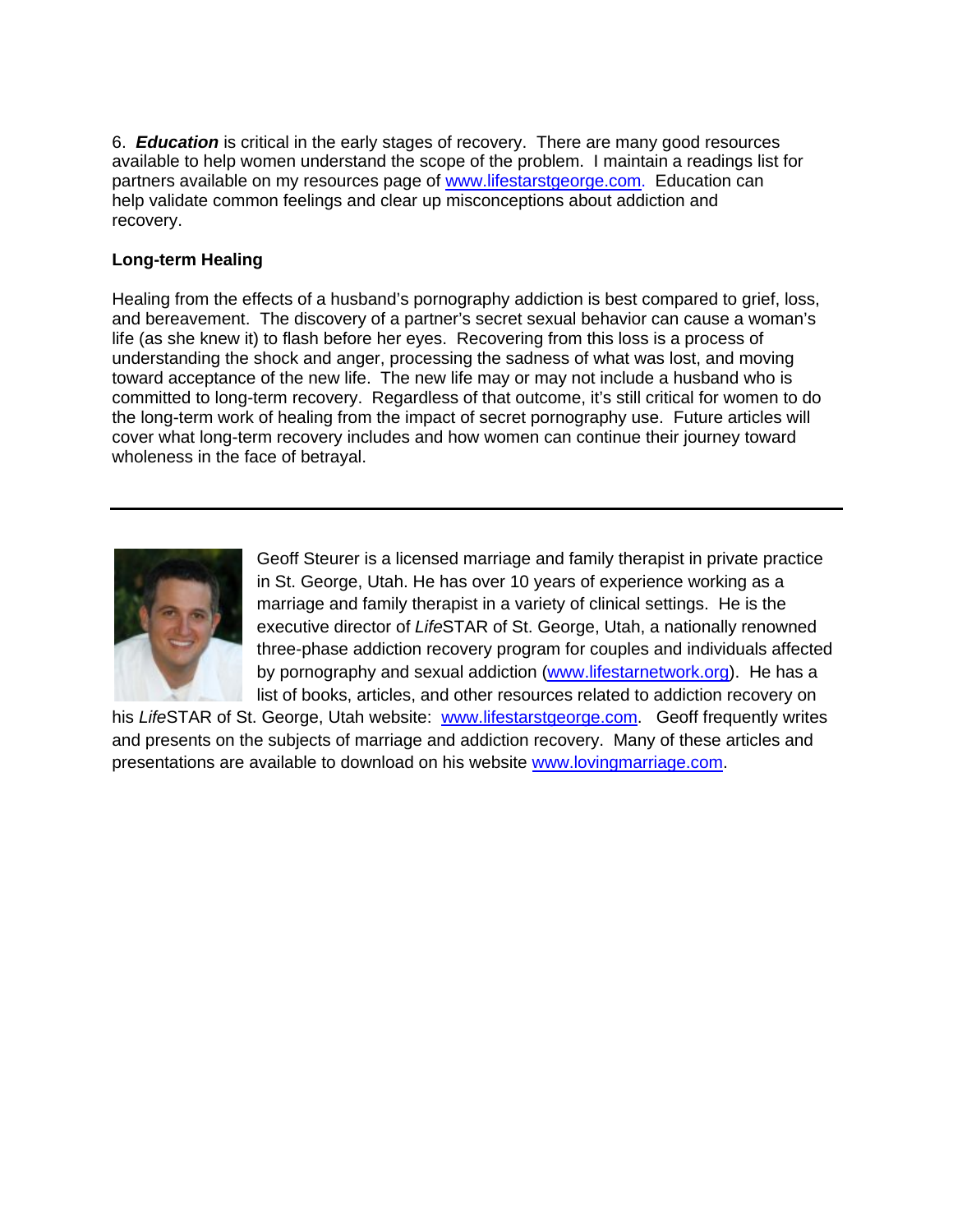6. ***Education*** is critical in the early stages of recovery. There are many good resources available to help women understand the scope of the problem. I maintain a readings list for partners available on my resources page of www.lifestarstgeorge.com. Education can help validate common feelings and clear up misconceptions about addiction and recovery.

**Long-term Healing**

Healing from the effects of a husband's pornography addiction is best compared to grief, loss, and bereavement. The discovery of a partner's secret sexual behavior can cause a woman's life (as she knew it) to flash before her eyes. Recovering from this loss is a process of understanding the shock and anger, processing the sadness of what was lost, and moving toward acceptance of the new life. The new life may or may not include a husband who is committed to long-term recovery. Regardless of that outcome, it's still critical for women to do the long-term work of healing from the impact of secret pornography use. Future articles will cover what long-term recovery includes and how women can continue their journey toward wholeness in the face of betrayal.

---

Geoff Steurer is a licensed marriage and family therapist in private practice in St. George, Utah. He has over 10 years of experience working as a marriage and family therapist in a variety of clinical settings. He is the executive director of *Life*STAR of St. George, Utah, a nationally renowned three-phase addiction recovery program for couples and individuals affected by pornography and sexual addiction (www.lifestarnetwork.org). He has a list of books, articles, and other resources related to addiction recovery on his *Life*STAR of St. George, Utah website: www.lifestarstgeorge.com. Geoff frequently writes and presents on the subjects of marriage and addiction recovery. Many of these articles and presentations are available to download on his website www.lovingmarriage.com.